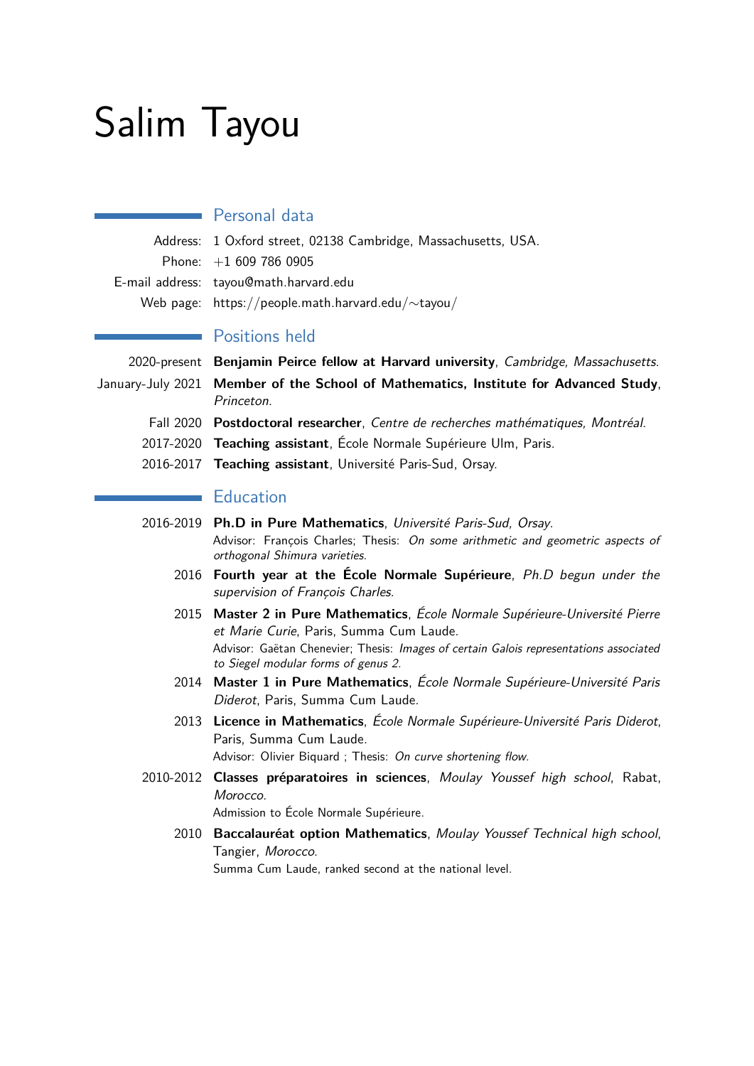# Salim Tayou

## Personal data

Address: 1 Oxford street, 02138 Cambridge, Massachusetts, USA.
Phone: +1 609 786 0905
E-mail address: tayou@math.harvard.edu
Web page: https://people.math.harvard.edu/~tayou/

## Positions held

2020-present **Benjamin Peirce fellow at Harvard university**, *Cambridge, Massachusetts*.

January-July 2021 **Member of the School of Mathematics, Institute for Advanced Study**, *Princeton*.

Fall 2020 **Postdoctoral researcher**, *Centre de recherches mathématiques, Montréal*.

2017-2020 **Teaching assistant**, École Normale Supérieure Ulm, Paris.

2016-2017 **Teaching assistant**, Université Paris-Sud, Orsay.

## Education

2016-2019 **Ph.D in Pure Mathematics**, *Université Paris-Sud, Orsay*.
Advisor: François Charles; Thesis: *On some arithmetic and geometric aspects of orthogonal Shimura varieties*.

2016 **Fourth year at the École Normale Supérieure**, *Ph.D begun under the supervision of François Charles*.

2015 **Master 2 in Pure Mathematics**, *École Normale Supérieure-Université Pierre et Marie Curie*, Paris, Summa Cum Laude.
Advisor: Gaëtan Chenevier; Thesis: *Images of certain Galois representations associated to Siegel modular forms of genus 2*.

2014 **Master 1 in Pure Mathematics**, *École Normale Supérieure-Université Paris Diderot*, Paris, Summa Cum Laude.

2013 **Licence in Mathematics**, *École Normale Supérieure-Université Paris Diderot*, Paris, Summa Cum Laude.
Advisor: Olivier Biquard ; Thesis: *On curve shortening flow*.

2010-2012 **Classes préparatoires in sciences**, *Moulay Youssef high school*, Rabat, *Morocco*.
Admission to École Normale Supérieure.

2010 **Baccalauréat option Mathematics**, *Moulay Youssef Technical high school*, Tangier, *Morocco*.
Summa Cum Laude, ranked second at the national level.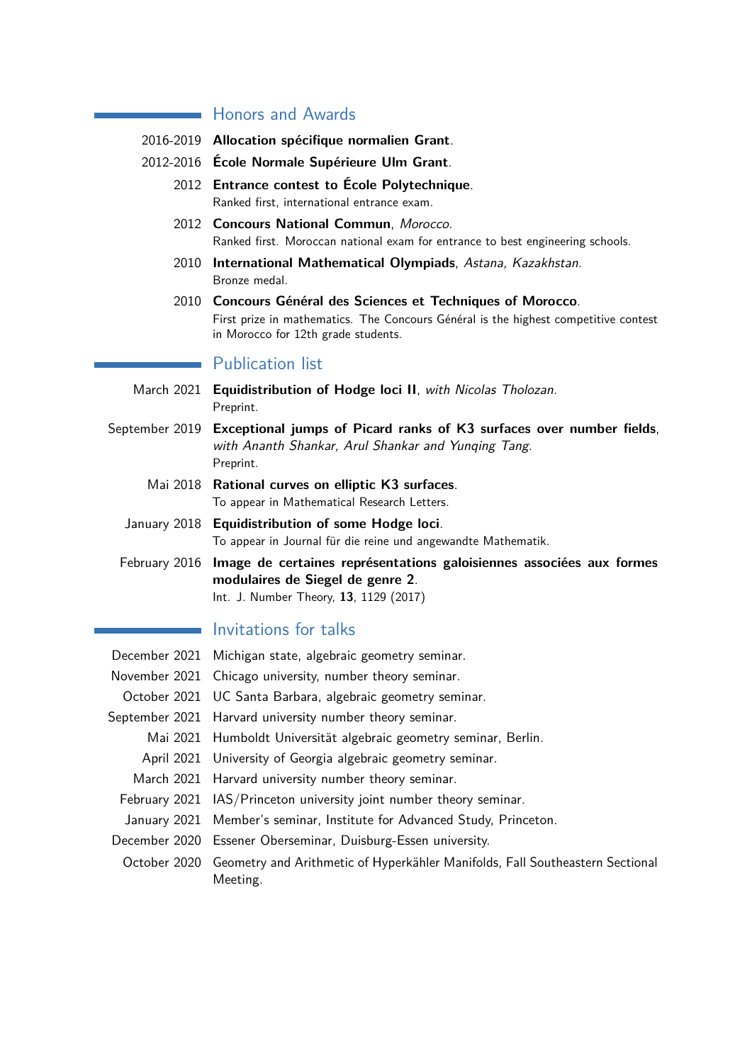## Honors and Awards

- 2016-2019 **Allocation spécifique normalien Grant**.
- 2012-2016 **École Normale Supérieure Ulm Grant**.
- 2012 **Entrance contest to École Polytechnique**.
  Ranked first, international entrance exam.
- 2012 **Concours National Commun**, *Morocco*.
  Ranked first. Moroccan national exam for entrance to best engineering schools.
- 2010 **International Mathematical Olympiads**, *Astana, Kazakhstan*.
  Bronze medal.
- 2010 **Concours Général des Sciences et Techniques of Morocco**.
  First prize in mathematics. The Concours Général is the highest competitive contest in Morocco for 12th grade students.

## Publication list

- March 2021 **Equidistribution of Hodge loci II**, *with Nicolas Tholozan*.
  Preprint.
- September 2019 **Exceptional jumps of Picard ranks of K3 surfaces over number fields**, *with Ananth Shankar, Arul Shankar and Yunqing Tang*.
  Preprint.
- Mai 2018 **Rational curves on elliptic K3 surfaces**.
  To appear in Mathematical Research Letters.
- January 2018 **Equidistribution of some Hodge loci**.
  To appear in Journal für die reine und angewandte Mathematik.
- February 2016 **Image de certaines représentations galoisiennes associées aux formes modulaires de Siegel de genre 2**.
  Int. J. Number Theory, **13**, 1129 (2017)

## Invitations for talks

- December 2021 Michigan state, algebraic geometry seminar.
- November 2021 Chicago university, number theory seminar.
- October 2021 UC Santa Barbara, algebraic geometry seminar.
- September 2021 Harvard university number theory seminar.
- Mai 2021 Humboldt Universität algebraic geometry seminar, Berlin.
- April 2021 University of Georgia algebraic geometry seminar.
- March 2021 Harvard university number theory seminar.
- February 2021 IAS/Princeton university joint number theory seminar.
- January 2021 Member's seminar, Institute for Advanced Study, Princeton.
- December 2020 Essener Oberseminar, Duisburg-Essen university.
- October 2020 Geometry and Arithmetic of Hyperkähler Manifolds, Fall Southeastern Sectional Meeting.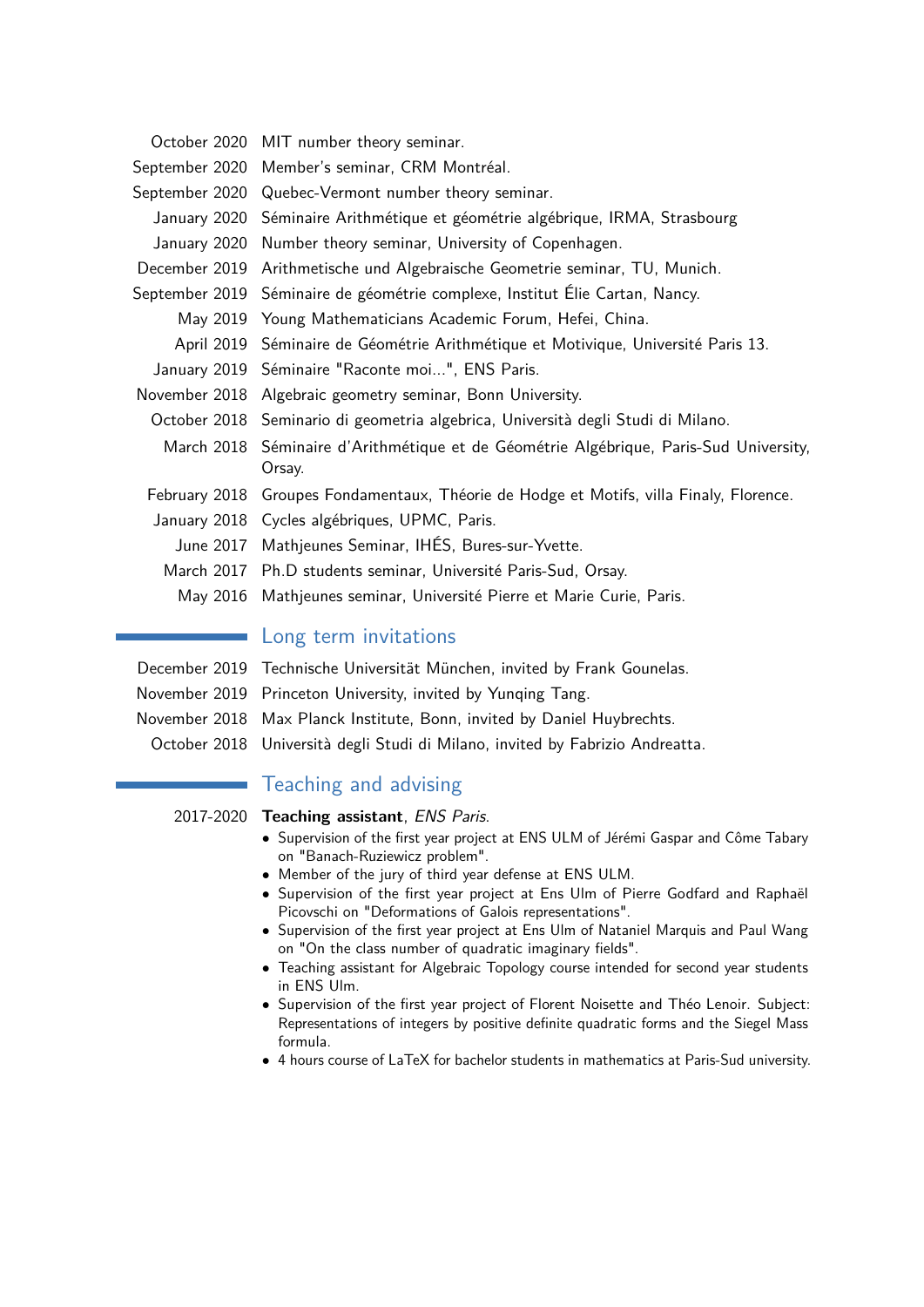| | |
|---|---|
| October 2020 | MIT number theory seminar. |
| September 2020 | Member's seminar, CRM Montréal. |
| September 2020 | Quebec-Vermont number theory seminar. |
| January 2020 | Séminaire Arithmétique et géométrie algébrique, IRMA, Strasbourg |
| January 2020 | Number theory seminar, University of Copenhagen. |
| December 2019 | Arithmetische und Algebraische Geometrie seminar, TU, Munich. |
| September 2019 | Séminaire de géométrie complexe, Institut Élie Cartan, Nancy. |
| May 2019 | Young Mathematicians Academic Forum, Hefei, China. |
| April 2019 | Séminaire de Géométrie Arithmétique et Motivique, Université Paris 13. |
| January 2019 | Séminaire "Raconte moi...", ENS Paris. |
| November 2018 | Algebraic geometry seminar, Bonn University. |
| October 2018 | Seminario di geometria algebrica, Università degli Studi di Milano. |
| March 2018 | Séminaire d'Arithmétique et de Géométrie Algébrique, Paris-Sud University, Orsay. |
| February 2018 | Groupes Fondamentaux, Théorie de Hodge et Motifs, villa Finaly, Florence. |
| January 2018 | Cycles algébriques, UPMC, Paris. |
| June 2017 | Mathjeunes Seminar, IHÉS, Bures-sur-Yvette. |
| March 2017 | Ph.D students seminar, Université Paris-Sud, Orsay. |
| May 2016 | Mathjeunes seminar, Université Pierre et Marie Curie, Paris. |

## Long term invitations

| | |
|---|---|
| December 2019 | Technische Universität München, invited by Frank Gounelas. |
| November 2019 | Princeton University, invited by Yunqing Tang. |
| November 2018 | Max Planck Institute, Bonn, invited by Daniel Huybrechts. |
| October 2018 | Università degli Studi di Milano, invited by Fabrizio Andreatta. |

## Teaching and advising

2017-2020 **Teaching assistant**, *ENS Paris*.

- Supervision of the first year project at ENS ULM of Jérémi Gaspar and Côme Tabary on "Banach-Ruziewicz problem".
- Member of the jury of third year defense at ENS ULM.
- Supervision of the first year project at Ens Ulm of Pierre Godfard and Raphaël Picovschi on "Deformations of Galois representations".
- Supervision of the first year project at Ens Ulm of Nataniel Marquis and Paul Wang on "On the class number of quadratic imaginary fields".
- Teaching assistant for Algebraic Topology course intended for second year students in ENS Ulm.
- Supervision of the first year project of Florent Noisette and Théo Lenoir. Subject: Representations of integers by positive definite quadratic forms and the Siegel Mass formula.
- 4 hours course of LaTeX for bachelor students in mathematics at Paris-Sud university.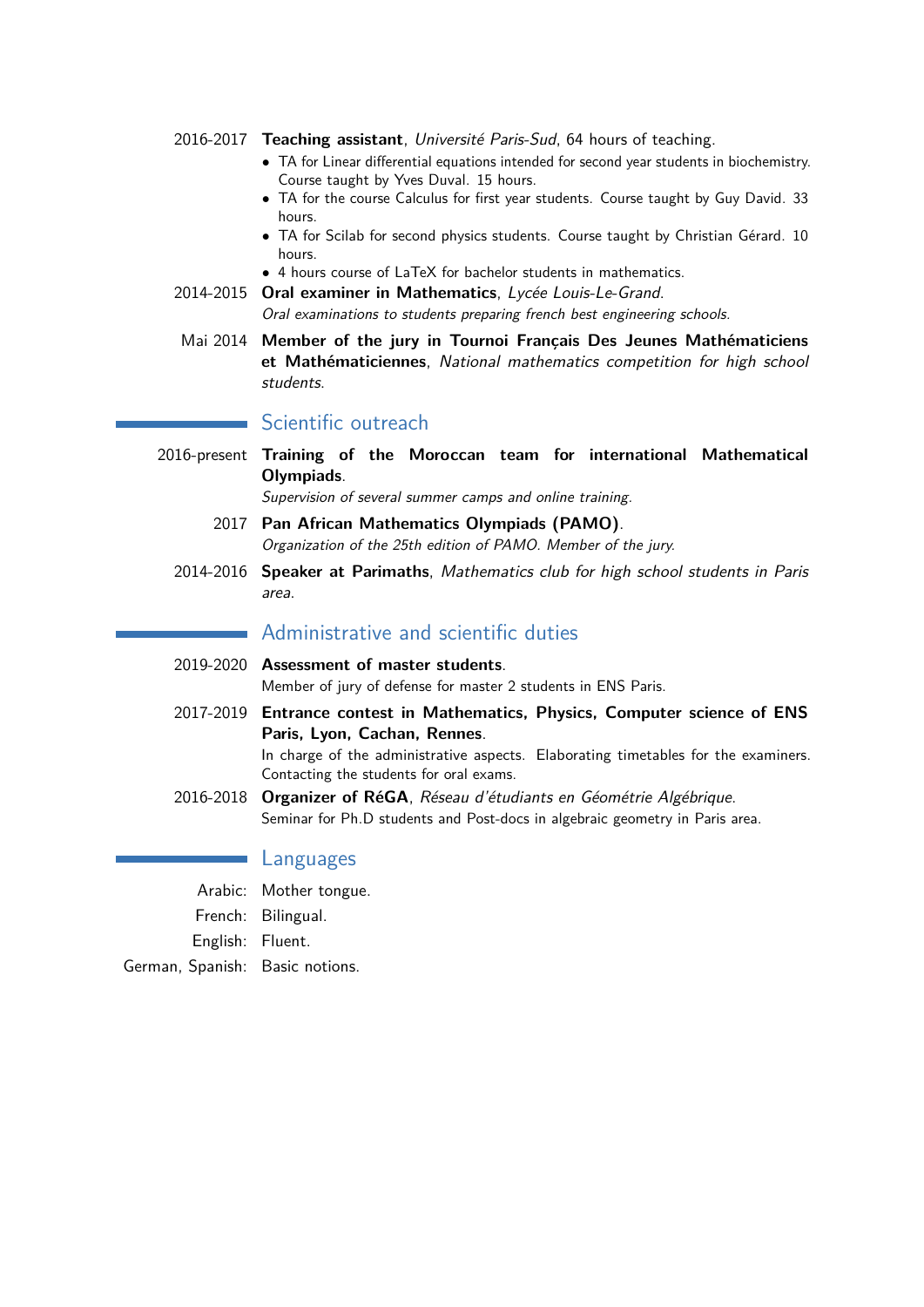2016-2017 **Teaching assistant**, *Université Paris-Sud*, 64 hours of teaching.

- TA for Linear differential equations intended for second year students in biochemistry. Course taught by Yves Duval. 15 hours.
- TA for the course Calculus for first year students. Course taught by Guy David. 33 hours.
- TA for Scilab for second physics students. Course taught by Christian Gérard. 10 hours.
- 4 hours course of LaTeX for bachelor students in mathematics.

2014-2015 **Oral examiner in Mathematics**, *Lycée Louis-Le-Grand*.
*Oral examinations to students preparing french best engineering schools.*

Mai 2014 **Member of the jury in Tournoi Français Des Jeunes Mathématiciens et Mathématiciennes**, *National mathematics competition for high school students*.

## Scientific outreach

2016-present **Training of the Moroccan team for international Mathematical Olympiads**.
*Supervision of several summer camps and online training.*

2017 **Pan African Mathematics Olympiads (PAMO)**.
*Organization of the 25th edition of PAMO. Member of the jury.*

2014-2016 **Speaker at Parimaths**, *Mathematics club for high school students in Paris area*.

## Administrative and scientific duties

2019-2020 **Assessment of master students**.
Member of jury of defense for master 2 students in ENS Paris.

2017-2019 **Entrance contest in Mathematics, Physics, Computer science of ENS Paris, Lyon, Cachan, Rennes**.
In charge of the administrative aspects. Elaborating timetables for the examiners. Contacting the students for oral exams.

2016-2018 **Organizer of RéGA**, *Réseau d'étudiants en Géométrie Algébrique*.
Seminar for Ph.D students and Post-docs in algebraic geometry in Paris area.

## Languages

Arabic: Mother tongue.
French: Bilingual.
English: Fluent.
German, Spanish: Basic notions.